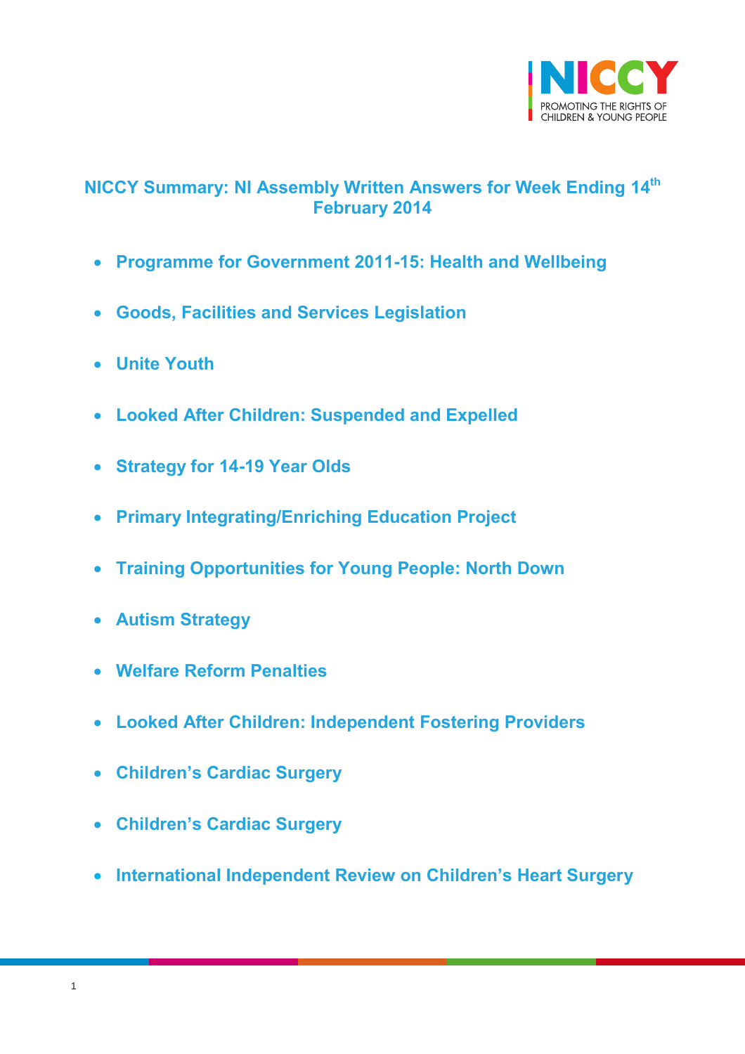# NICCY Summary: NI Assembly Written Answers for Week Ending 14th February 2014

- **Programme for Government 2011-15: Health and Wellbeing**
- **Goods, Facilities and Services Legislation**
- **Unite Youth**
- **Looked After Children: Suspended and Expelled**
- **Strategy for 14-19 Year Olds**
- **Primary Integrating/Enriching Education Project**
- **Training Opportunities for Young People: North Down**
- **Autism Strategy**
- **Welfare Reform Penalties**
- **Looked After Children: Independent Fostering Providers**
- **Children's Cardiac Surgery**
- **Children's Cardiac Surgery**
- **International Independent Review on Children's Heart Surgery**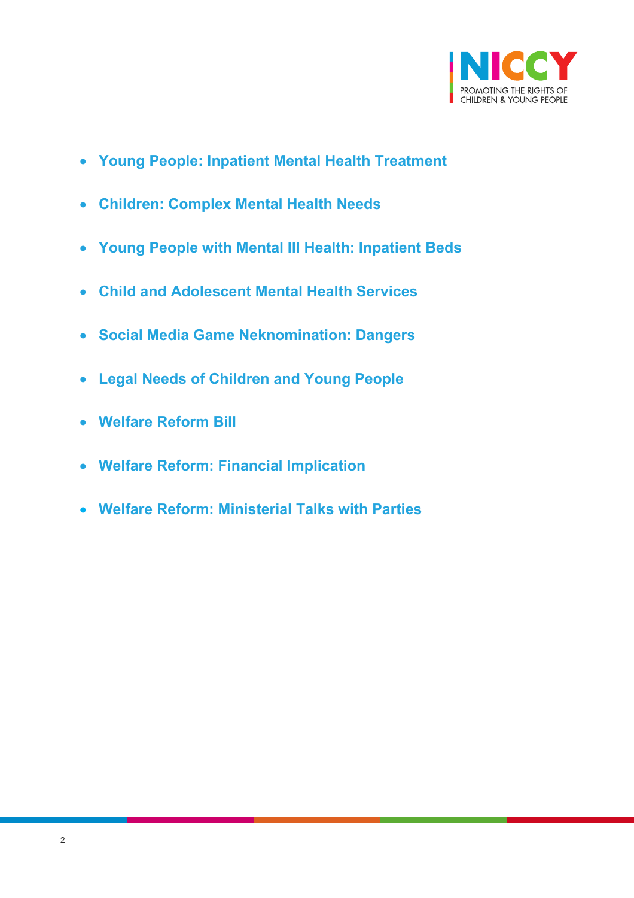- **Young People: Inpatient Mental Health Treatment**
- **Children: Complex Mental Health Needs**
- **Young People with Mental Ill Health: Inpatient Beds**
- **Child and Adolescent Mental Health Services**
- **Social Media Game Neknomination: Dangers**
- **Legal Needs of Children and Young People**
- **Welfare Reform Bill**
- **Welfare Reform: Financial Implication**
- **Welfare Reform: Ministerial Talks with Parties**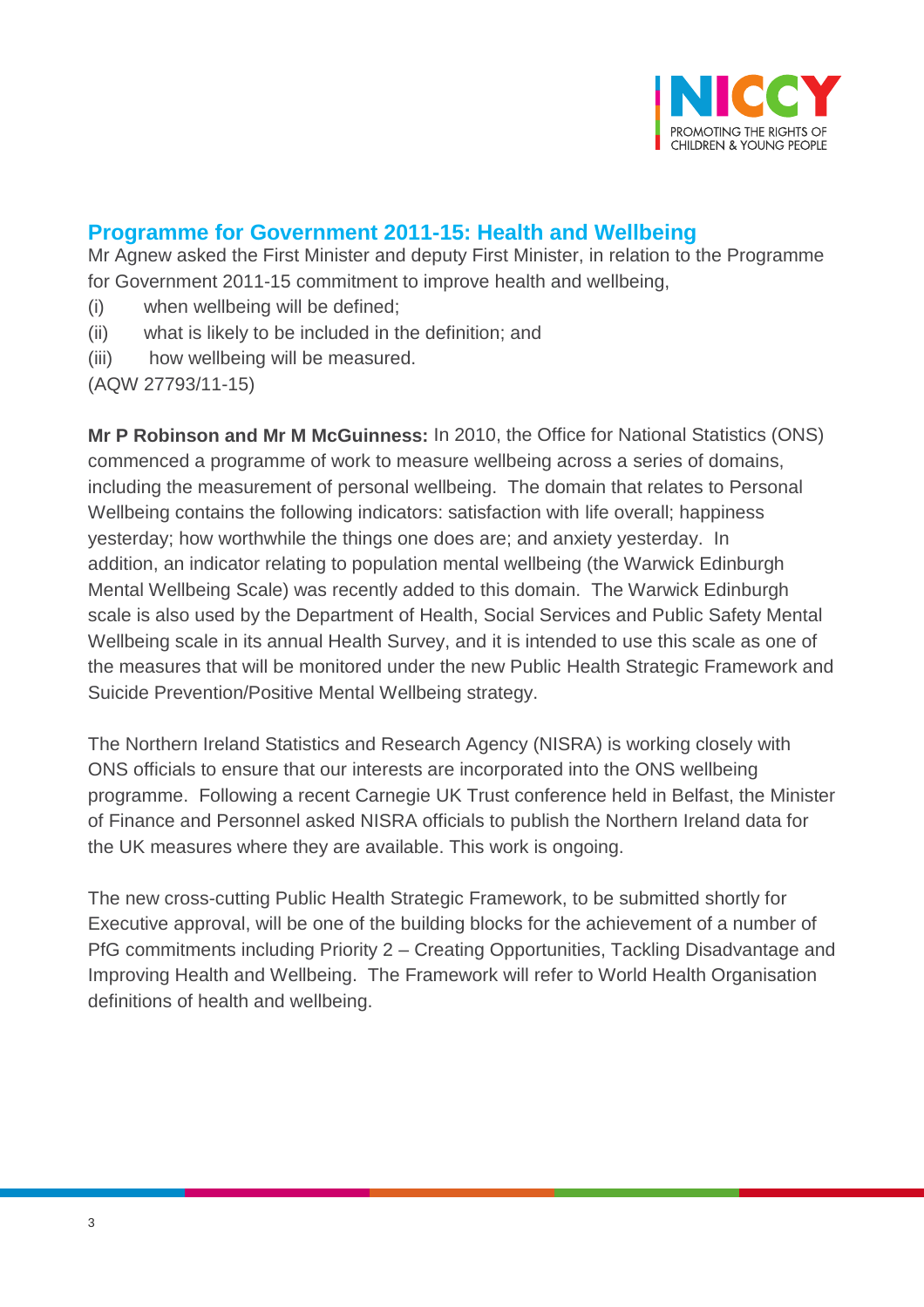## Programme for Government 2011-15: Health and Wellbeing

Mr Agnew asked the First Minister and deputy First Minister, in relation to the Programme for Government 2011-15 commitment to improve health and wellbeing,

(i) when wellbeing will be defined;

(ii) what is likely to be included in the definition; and

(iii) how wellbeing will be measured.

(AQW 27793/11-15)

**Mr P Robinson and Mr M McGuinness:** In 2010, the Office for National Statistics (ONS) commenced a programme of work to measure wellbeing across a series of domains, including the measurement of personal wellbeing. The domain that relates to Personal Wellbeing contains the following indicators: satisfaction with life overall; happiness yesterday; how worthwhile the things one does are; and anxiety yesterday. In addition, an indicator relating to population mental wellbeing (the Warwick Edinburgh Mental Wellbeing Scale) was recently added to this domain. The Warwick Edinburgh scale is also used by the Department of Health, Social Services and Public Safety Mental Wellbeing scale in its annual Health Survey, and it is intended to use this scale as one of the measures that will be monitored under the new Public Health Strategic Framework and Suicide Prevention/Positive Mental Wellbeing strategy.

The Northern Ireland Statistics and Research Agency (NISRA) is working closely with ONS officials to ensure that our interests are incorporated into the ONS wellbeing programme. Following a recent Carnegie UK Trust conference held in Belfast, the Minister of Finance and Personnel asked NISRA officials to publish the Northern Ireland data for the UK measures where they are available. This work is ongoing.

The new cross-cutting Public Health Strategic Framework, to be submitted shortly for Executive approval, will be one of the building blocks for the achievement of a number of PfG commitments including Priority 2 – Creating Opportunities, Tackling Disadvantage and Improving Health and Wellbeing. The Framework will refer to World Health Organisation definitions of health and wellbeing.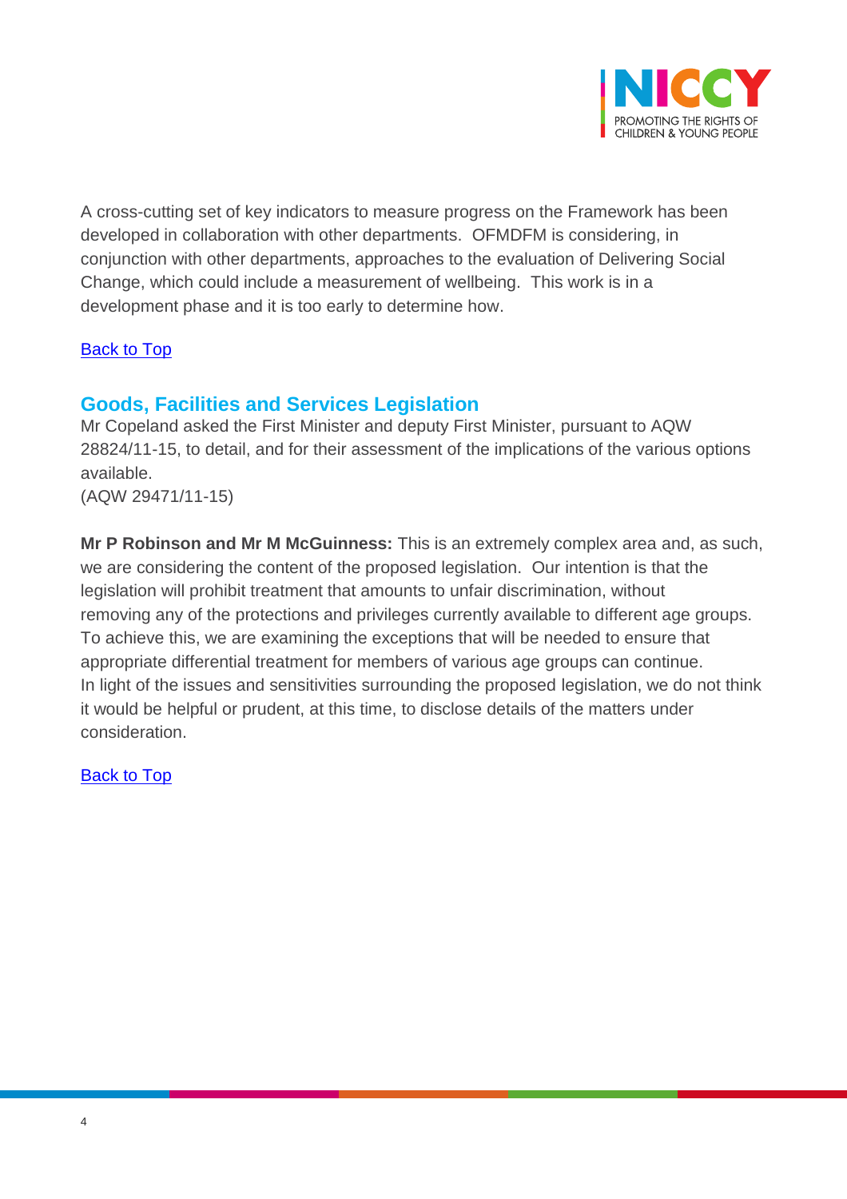A cross-cutting set of key indicators to measure progress on the Framework has been developed in collaboration with other departments. OFMDFM is considering, in conjunction with other departments, approaches to the evaluation of Delivering Social Change, which could include a measurement of wellbeing. This work is in a development phase and it is too early to determine how.

Back to Top

## Goods, Facilities and Services Legislation

Mr Copeland asked the First Minister and deputy First Minister, pursuant to AQW 28824/11-15, to detail, and for their assessment of the implications of the various options available.
(AQW 29471/11-15)

**Mr P Robinson and Mr M McGuinness:** This is an extremely complex area and, as such, we are considering the content of the proposed legislation. Our intention is that the legislation will prohibit treatment that amounts to unfair discrimination, without removing any of the protections and privileges currently available to different age groups. To achieve this, we are examining the exceptions that will be needed to ensure that appropriate differential treatment for members of various age groups can continue.
In light of the issues and sensitivities surrounding the proposed legislation, we do not think it would be helpful or prudent, at this time, to disclose details of the matters under consideration.

Back to Top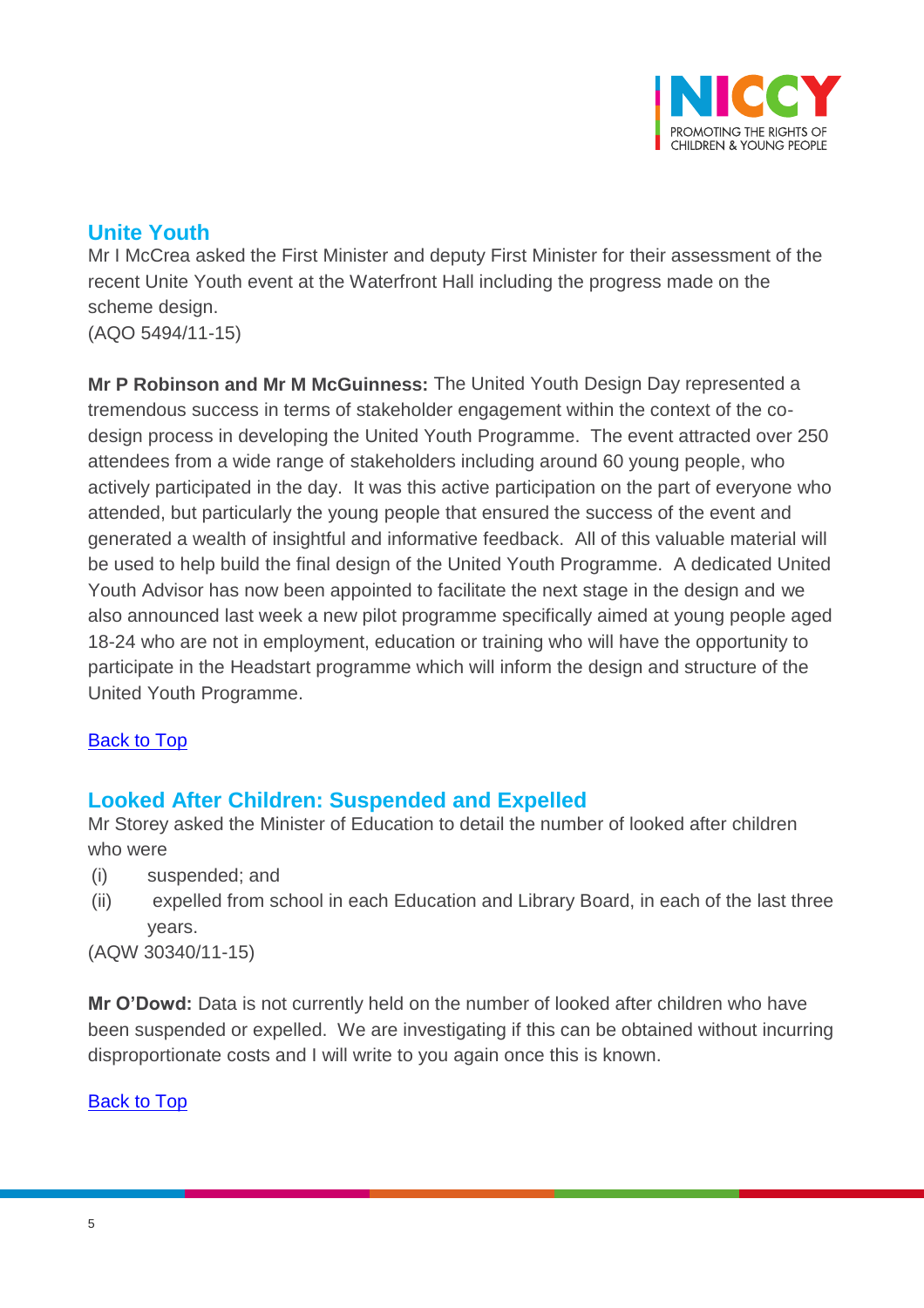## Unite Youth

Mr I McCrea asked the First Minister and deputy First Minister for their assessment of the recent Unite Youth event at the Waterfront Hall including the progress made on the scheme design.
(AQO 5494/11-15)

**Mr P Robinson and Mr M McGuinness:** The United Youth Design Day represented a tremendous success in terms of stakeholder engagement within the context of the co-design process in developing the United Youth Programme. The event attracted over 250 attendees from a wide range of stakeholders including around 60 young people, who actively participated in the day. It was this active participation on the part of everyone who attended, but particularly the young people that ensured the success of the event and generated a wealth of insightful and informative feedback. All of this valuable material will be used to help build the final design of the United Youth Programme. A dedicated United Youth Advisor has now been appointed to facilitate the next stage in the design and we also announced last week a new pilot programme specifically aimed at young people aged 18-24 who are not in employment, education or training who will have the opportunity to participate in the Headstart programme which will inform the design and structure of the United Youth Programme.

Back to Top

## Looked After Children: Suspended and Expelled

Mr Storey asked the Minister of Education to detail the number of looked after children who were

(i) suspended; and
(ii) expelled from school in each Education and Library Board, in each of the last three years.

(AQW 30340/11-15)

**Mr O'Dowd:** Data is not currently held on the number of looked after children who have been suspended or expelled. We are investigating if this can be obtained without incurring disproportionate costs and I will write to you again once this is known.

Back to Top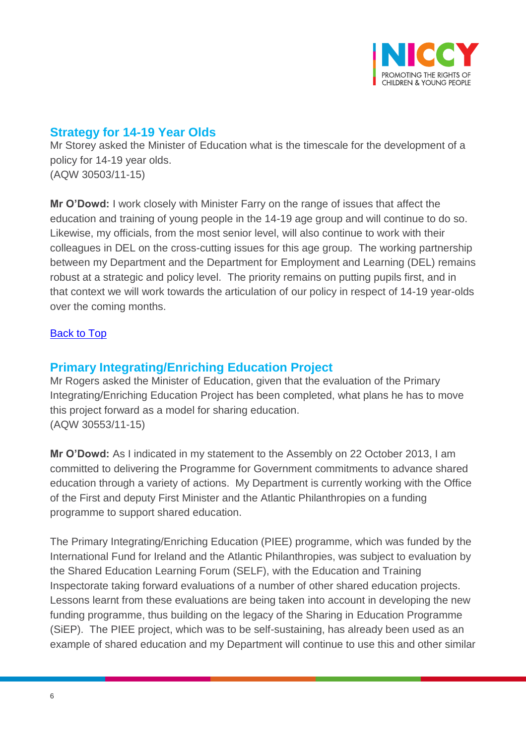## Strategy for 14-19 Year Olds

Mr Storey asked the Minister of Education what is the timescale for the development of a policy for 14-19 year olds.
(AQW 30503/11-15)

**Mr O'Dowd:** I work closely with Minister Farry on the range of issues that affect the education and training of young people in the 14-19 age group and will continue to do so. Likewise, my officials, from the most senior level, will also continue to work with their colleagues in DEL on the cross-cutting issues for this age group. The working partnership between my Department and the Department for Employment and Learning (DEL) remains robust at a strategic and policy level. The priority remains on putting pupils first, and in that context we will work towards the articulation of our policy in respect of 14-19 year-olds over the coming months.

[Back to Top](#)

## Primary Integrating/Enriching Education Project

Mr Rogers asked the Minister of Education, given that the evaluation of the Primary Integrating/Enriching Education Project has been completed, what plans he has to move this project forward as a model for sharing education.
(AQW 30553/11-15)

**Mr O'Dowd:** As I indicated in my statement to the Assembly on 22 October 2013, I am committed to delivering the Programme for Government commitments to advance shared education through a variety of actions. My Department is currently working with the Office of the First and deputy First Minister and the Atlantic Philanthropies on a funding programme to support shared education.

The Primary Integrating/Enriching Education (PIEE) programme, which was funded by the International Fund for Ireland and the Atlantic Philanthropies, was subject to evaluation by the Shared Education Learning Forum (SELF), with the Education and Training Inspectorate taking forward evaluations of a number of other shared education projects. Lessons learnt from these evaluations are being taken into account in developing the new funding programme, thus building on the legacy of the Sharing in Education Programme (SiEP). The PIEE project, which was to be self-sustaining, has already been used as an example of shared education and my Department will continue to use this and other similar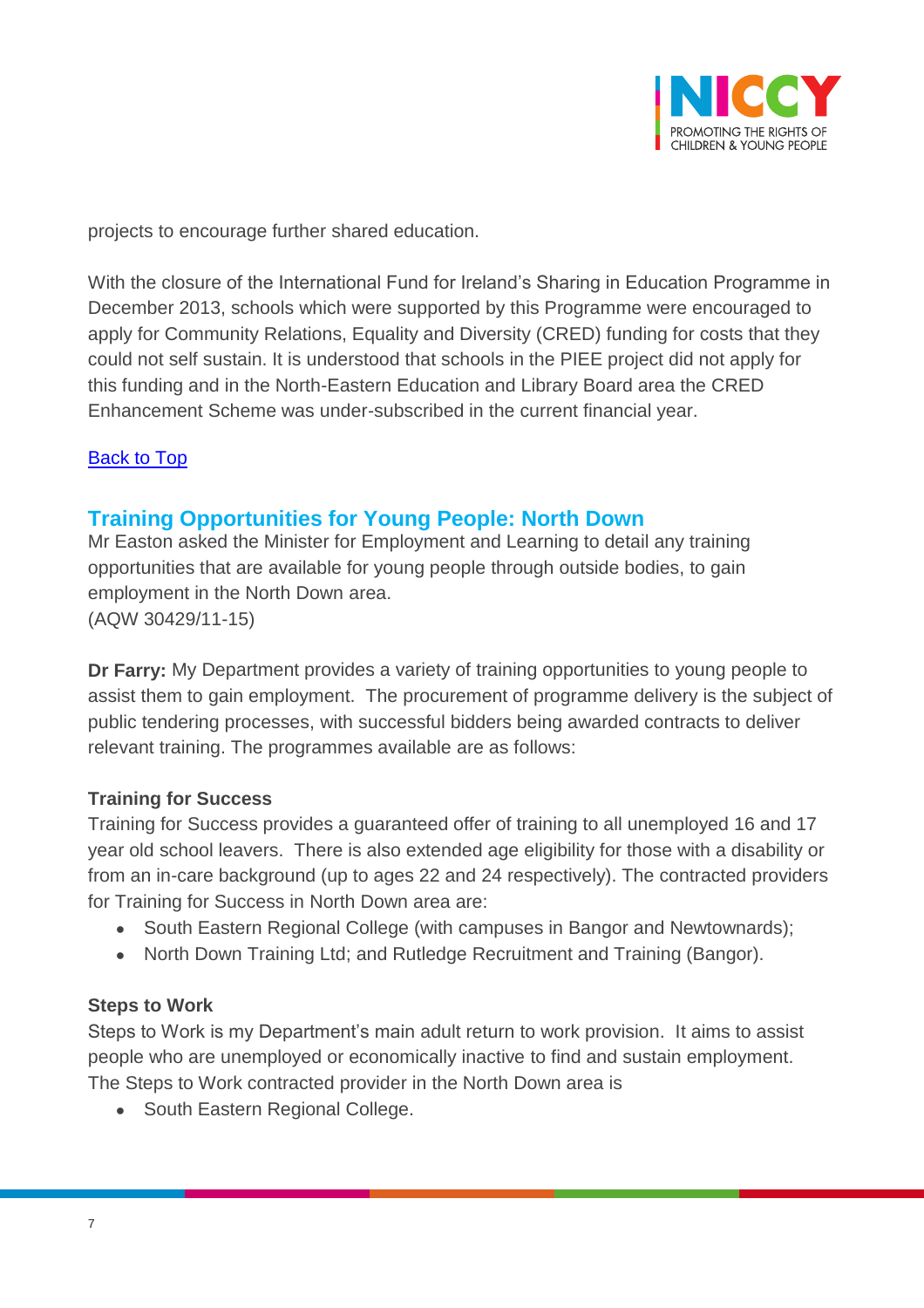projects to encourage further shared education.

With the closure of the International Fund for Ireland's Sharing in Education Programme in December 2013, schools which were supported by this Programme were encouraged to apply for Community Relations, Equality and Diversity (CRED) funding for costs that they could not self sustain. It is understood that schools in the PIEE project did not apply for this funding and in the North-Eastern Education and Library Board area the CRED Enhancement Scheme was under-subscribed in the current financial year.

[Back to Top]

## Training Opportunities for Young People: North Down

Mr Easton asked the Minister for Employment and Learning to detail any training opportunities that are available for young people through outside bodies, to gain employment in the North Down area.
(AQW 30429/11-15)

**Dr Farry:** My Department provides a variety of training opportunities to young people to assist them to gain employment. The procurement of programme delivery is the subject of public tendering processes, with successful bidders being awarded contracts to deliver relevant training. The programmes available are as follows:

**Training for Success**

Training for Success provides a guaranteed offer of training to all unemployed 16 and 17 year old school leavers. There is also extended age eligibility for those with a disability or from an in-care background (up to ages 22 and 24 respectively). The contracted providers for Training for Success in North Down area are:

- South Eastern Regional College (with campuses in Bangor and Newtownards);
- North Down Training Ltd; and Rutledge Recruitment and Training (Bangor).

**Steps to Work**

Steps to Work is my Department's main adult return to work provision. It aims to assist people who are unemployed or economically inactive to find and sustain employment. The Steps to Work contracted provider in the North Down area is

- South Eastern Regional College.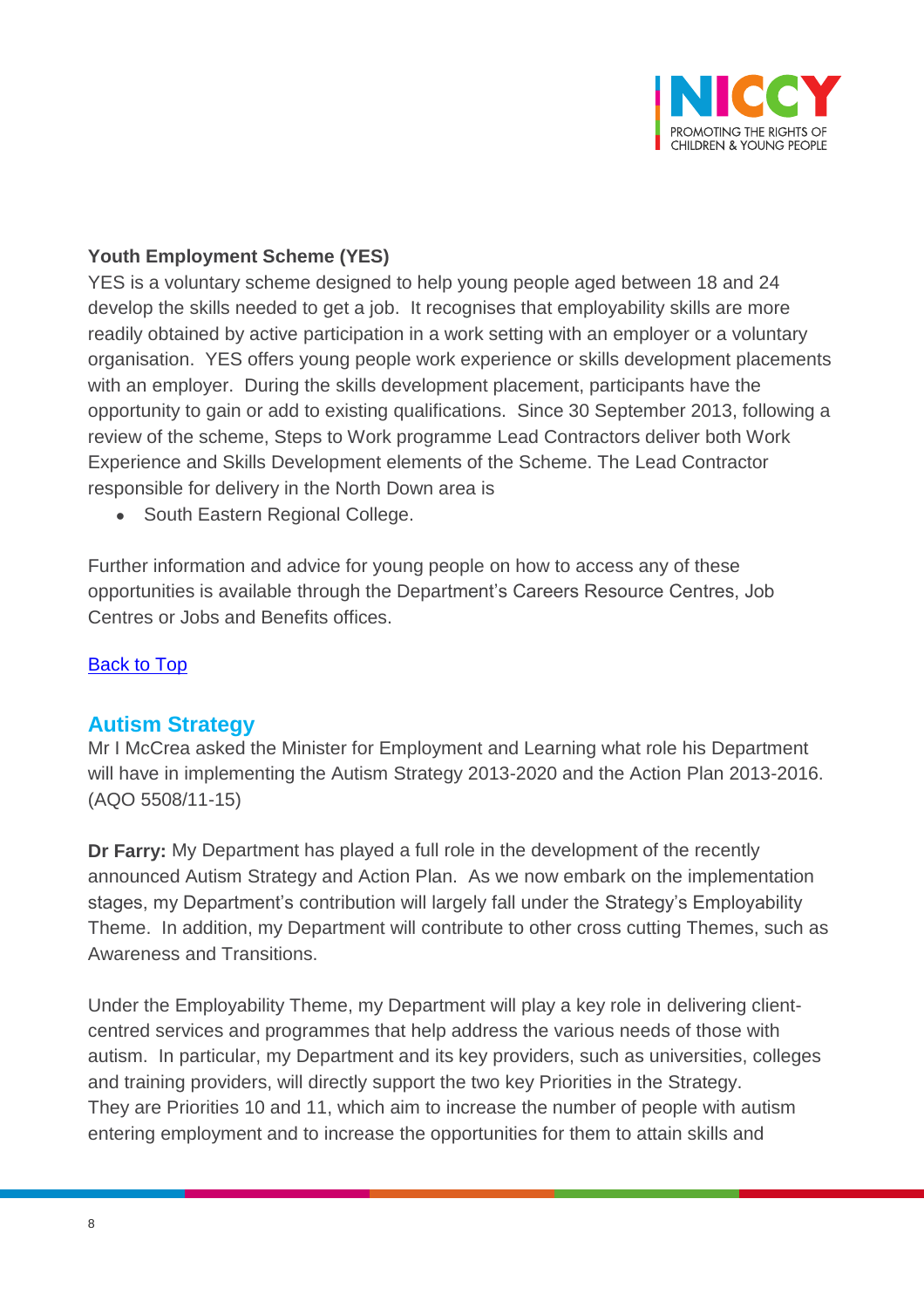**Youth Employment Scheme (YES)**
YES is a voluntary scheme designed to help young people aged between 18 and 24 develop the skills needed to get a job. It recognises that employability skills are more readily obtained by active participation in a work setting with an employer or a voluntary organisation. YES offers young people work experience or skills development placements with an employer. During the skills development placement, participants have the opportunity to gain or add to existing qualifications. Since 30 September 2013, following a review of the scheme, Steps to Work programme Lead Contractors deliver both Work Experience and Skills Development elements of the Scheme. The Lead Contractor responsible for delivery in the North Down area is

- South Eastern Regional College.

Further information and advice for young people on how to access any of these opportunities is available through the Department's Careers Resource Centres, Job Centres or Jobs and Benefits offices.

Back to Top

## Autism Strategy

Mr I McCrea asked the Minister for Employment and Learning what role his Department will have in implementing the Autism Strategy 2013-2020 and the Action Plan 2013-2016. (AQO 5508/11-15)

**Dr Farry:** My Department has played a full role in the development of the recently announced Autism Strategy and Action Plan. As we now embark on the implementation stages, my Department's contribution will largely fall under the Strategy's Employability Theme. In addition, my Department will contribute to other cross cutting Themes, such as Awareness and Transitions.

Under the Employability Theme, my Department will play a key role in delivering client-centred services and programmes that help address the various needs of those with autism. In particular, my Department and its key providers, such as universities, colleges and training providers, will directly support the two key Priorities in the Strategy. They are Priorities 10 and 11, which aim to increase the number of people with autism entering employment and to increase the opportunities for them to attain skills and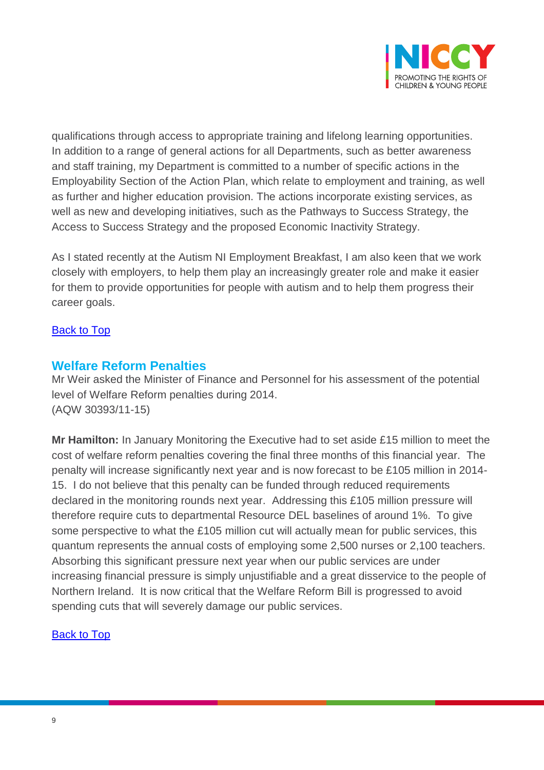qualifications through access to appropriate training and lifelong learning opportunities. In addition to a range of general actions for all Departments, such as better awareness and staff training, my Department is committed to a number of specific actions in the Employability Section of the Action Plan, which relate to employment and training, as well as further and higher education provision. The actions incorporate existing services, as well as new and developing initiatives, such as the Pathways to Success Strategy, the Access to Success Strategy and the proposed Economic Inactivity Strategy.

As I stated recently at the Autism NI Employment Breakfast, I am also keen that we work closely with employers, to help them play an increasingly greater role and make it easier for them to provide opportunities for people with autism and to help them progress their career goals.

[Back to Top]

## Welfare Reform Penalties

Mr Weir asked the Minister of Finance and Personnel for his assessment of the potential level of Welfare Reform penalties during 2014.
(AQW 30393/11-15)

**Mr Hamilton:** In January Monitoring the Executive had to set aside £15 million to meet the cost of welfare reform penalties covering the final three months of this financial year. The penalty will increase significantly next year and is now forecast to be £105 million in 2014-15. I do not believe that this penalty can be funded through reduced requirements declared in the monitoring rounds next year. Addressing this £105 million pressure will therefore require cuts to departmental Resource DEL baselines of around 1%. To give some perspective to what the £105 million cut will actually mean for public services, this quantum represents the annual costs of employing some 2,500 nurses or 2,100 teachers. Absorbing this significant pressure next year when our public services are under increasing financial pressure is simply unjustifiable and a great disservice to the people of Northern Ireland. It is now critical that the Welfare Reform Bill is progressed to avoid spending cuts that will severely damage our public services.

[Back to Top]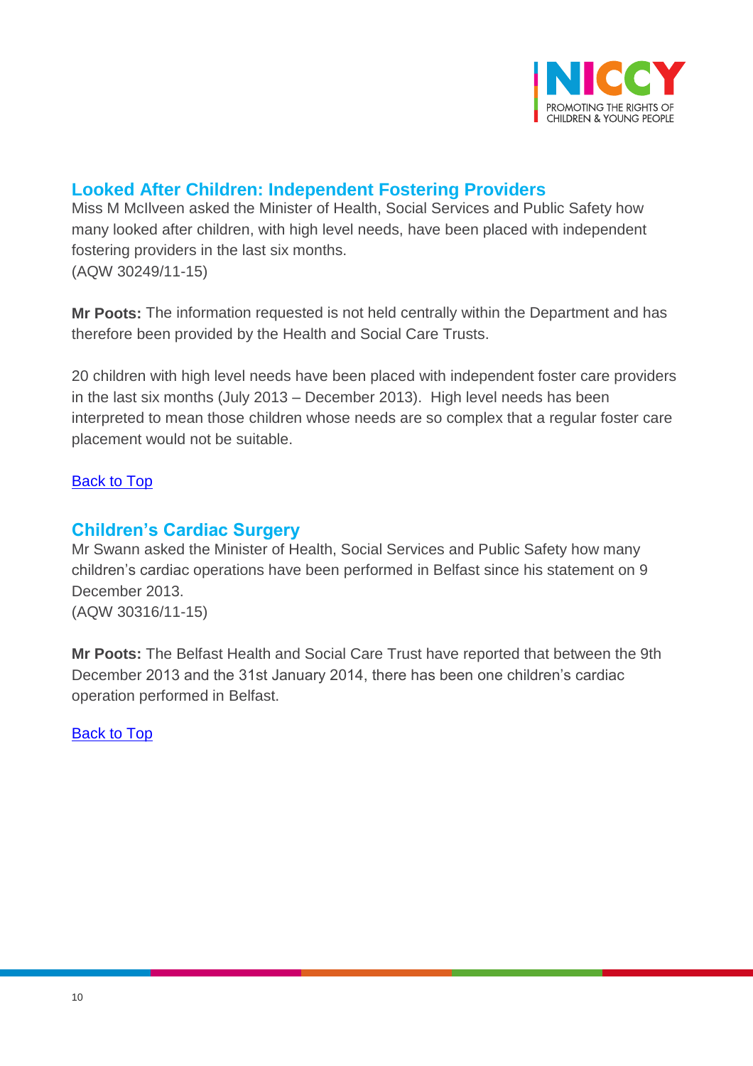## Looked After Children: Independent Fostering Providers

Miss M McIlveen asked the Minister of Health, Social Services and Public Safety how many looked after children, with high level needs, have been placed with independent fostering providers in the last six months.
(AQW 30249/11-15)

**Mr Poots:** The information requested is not held centrally within the Department and has therefore been provided by the Health and Social Care Trusts.

20 children with high level needs have been placed with independent foster care providers in the last six months (July 2013 – December 2013). High level needs has been interpreted to mean those children whose needs are so complex that a regular foster care placement would not be suitable.

Back to Top

## Children's Cardiac Surgery

Mr Swann asked the Minister of Health, Social Services and Public Safety how many children's cardiac operations have been performed in Belfast since his statement on 9 December 2013.
(AQW 30316/11-15)

**Mr Poots:** The Belfast Health and Social Care Trust have reported that between the 9th December 2013 and the 31st January 2014, there has been one children's cardiac operation performed in Belfast.

Back to Top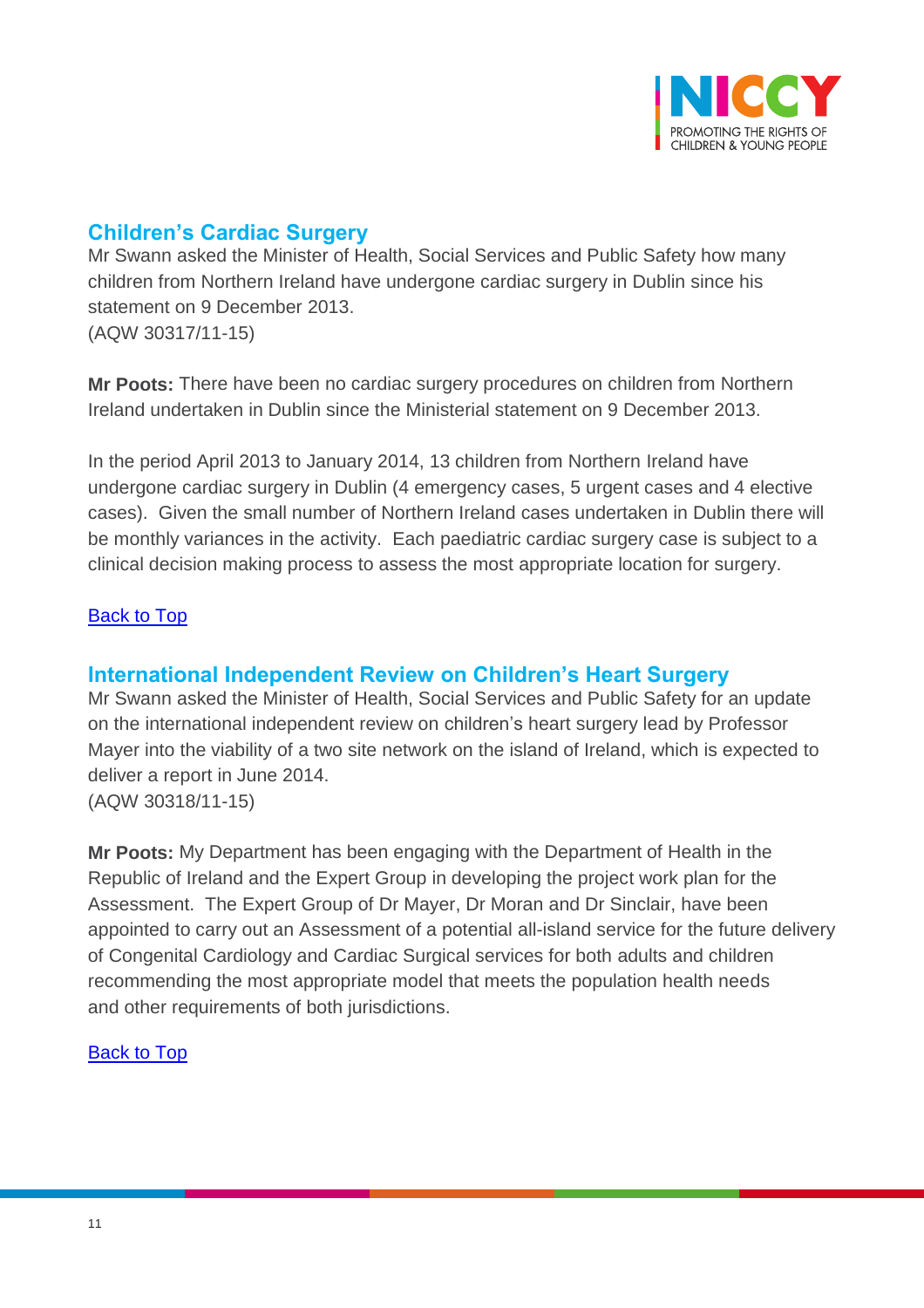## Children's Cardiac Surgery

Mr Swann asked the Minister of Health, Social Services and Public Safety how many children from Northern Ireland have undergone cardiac surgery in Dublin since his statement on 9 December 2013.
(AQW 30317/11-15)

**Mr Poots:** There have been no cardiac surgery procedures on children from Northern Ireland undertaken in Dublin since the Ministerial statement on 9 December 2013.

In the period April 2013 to January 2014, 13 children from Northern Ireland have undergone cardiac surgery in Dublin (4 emergency cases, 5 urgent cases and 4 elective cases). Given the small number of Northern Ireland cases undertaken in Dublin there will be monthly variances in the activity. Each paediatric cardiac surgery case is subject to a clinical decision making process to assess the most appropriate location for surgery.

Back to Top

## International Independent Review on Children's Heart Surgery

Mr Swann asked the Minister of Health, Social Services and Public Safety for an update on the international independent review on children's heart surgery lead by Professor Mayer into the viability of a two site network on the island of Ireland, which is expected to deliver a report in June 2014.
(AQW 30318/11-15)

**Mr Poots:** My Department has been engaging with the Department of Health in the Republic of Ireland and the Expert Group in developing the project work plan for the Assessment. The Expert Group of Dr Mayer, Dr Moran and Dr Sinclair, have been appointed to carry out an Assessment of a potential all-island service for the future delivery of Congenital Cardiology and Cardiac Surgical services for both adults and children recommending the most appropriate model that meets the population health needs and other requirements of both jurisdictions.

Back to Top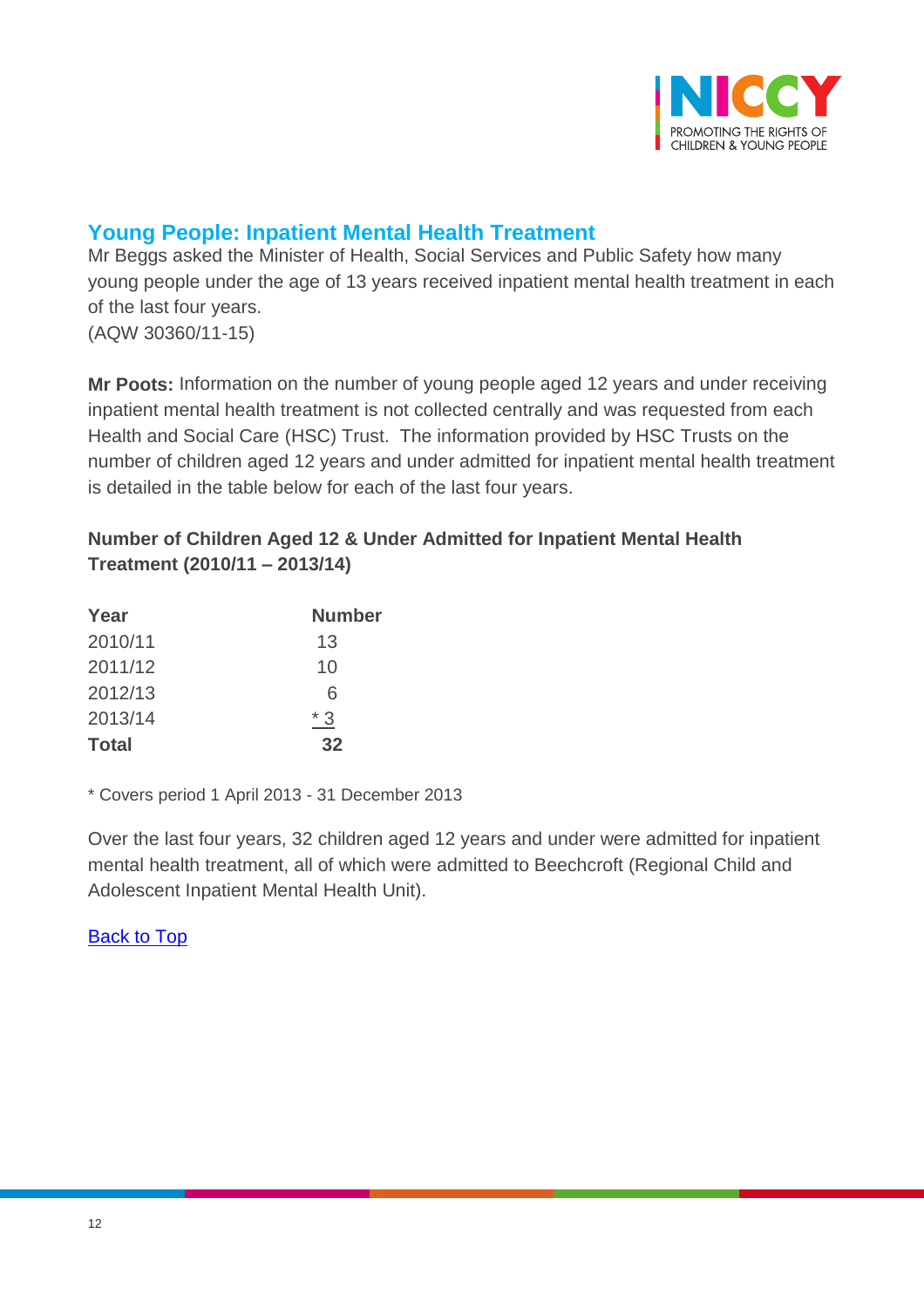## Young People: Inpatient Mental Health Treatment

Mr Beggs asked the Minister of Health, Social Services and Public Safety how many young people under the age of 13 years received inpatient mental health treatment in each of the last four years.
(AQW 30360/11-15)

**Mr Poots:** Information on the number of young people aged 12 years and under receiving inpatient mental health treatment is not collected centrally and was requested from each Health and Social Care (HSC) Trust. The information provided by HSC Trusts on the number of children aged 12 years and under admitted for inpatient mental health treatment is detailed in the table below for each of the last four years.

**Number of Children Aged 12 & Under Admitted for Inpatient Mental Health Treatment (2010/11 – 2013/14)**

| Year | Number |
|---|---|
| 2010/11 | 13 |
| 2011/12 | 10 |
| 2012/13 | 6 |
| 2013/14 | * 3 |
| **Total** | **32** |

* Covers period 1 April 2013 - 31 December 2013

Over the last four years, 32 children aged 12 years and under were admitted for inpatient mental health treatment, all of which were admitted to Beechcroft (Regional Child and Adolescent Inpatient Mental Health Unit).

Back to Top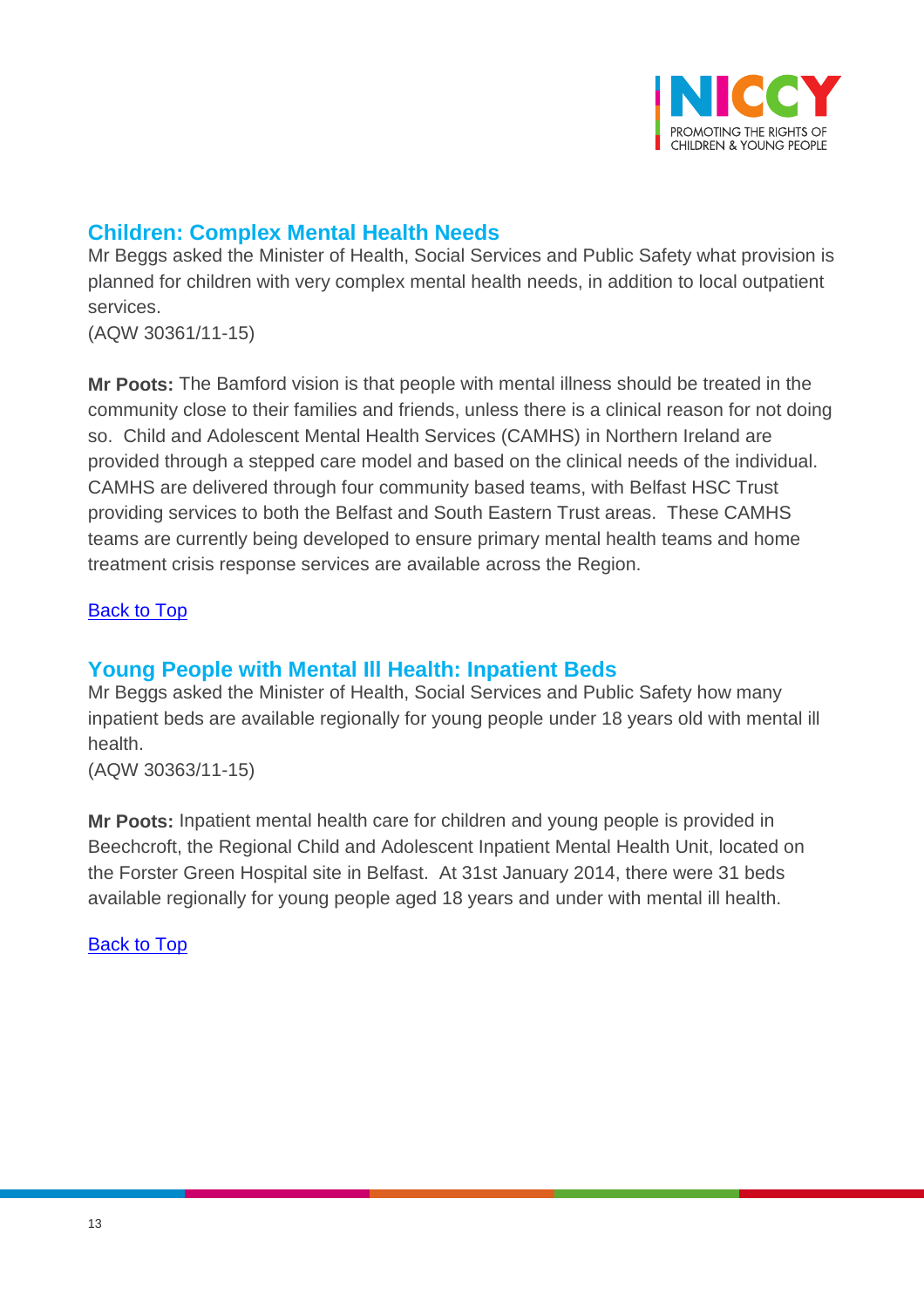## Children: Complex Mental Health Needs

Mr Beggs asked the Minister of Health, Social Services and Public Safety what provision is planned for children with very complex mental health needs, in addition to local outpatient services.

(AQW 30361/11-15)

**Mr Poots:** The Bamford vision is that people with mental illness should be treated in the community close to their families and friends, unless there is a clinical reason for not doing so. Child and Adolescent Mental Health Services (CAMHS) in Northern Ireland are provided through a stepped care model and based on the clinical needs of the individual. CAMHS are delivered through four community based teams, with Belfast HSC Trust providing services to both the Belfast and South Eastern Trust areas. These CAMHS teams are currently being developed to ensure primary mental health teams and home treatment crisis response services are available across the Region.

[Back to Top]

## Young People with Mental Ill Health: Inpatient Beds

Mr Beggs asked the Minister of Health, Social Services and Public Safety how many inpatient beds are available regionally for young people under 18 years old with mental ill health.

(AQW 30363/11-15)

**Mr Poots:** Inpatient mental health care for children and young people is provided in Beechcroft, the Regional Child and Adolescent Inpatient Mental Health Unit, located on the Forster Green Hospital site in Belfast. At 31st January 2014, there were 31 beds available regionally for young people aged 18 years and under with mental ill health.

[Back to Top]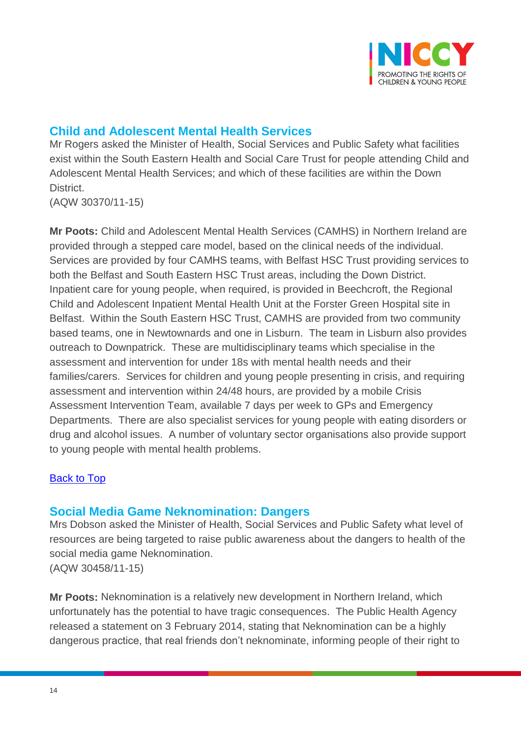## Child and Adolescent Mental Health Services

Mr Rogers asked the Minister of Health, Social Services and Public Safety what facilities exist within the South Eastern Health and Social Care Trust for people attending Child and Adolescent Mental Health Services; and which of these facilities are within the Down District.
(AQW 30370/11-15)

**Mr Poots:** Child and Adolescent Mental Health Services (CAMHS) in Northern Ireland are provided through a stepped care model, based on the clinical needs of the individual. Services are provided by four CAMHS teams, with Belfast HSC Trust providing services to both the Belfast and South Eastern HSC Trust areas, including the Down District. Inpatient care for young people, when required, is provided in Beechcroft, the Regional Child and Adolescent Inpatient Mental Health Unit at the Forster Green Hospital site in Belfast. Within the South Eastern HSC Trust, CAMHS are provided from two community based teams, one in Newtownards and one in Lisburn. The team in Lisburn also provides outreach to Downpatrick. These are multidisciplinary teams which specialise in the assessment and intervention for under 18s with mental health needs and their families/carers. Services for children and young people presenting in crisis, and requiring assessment and intervention within 24/48 hours, are provided by a mobile Crisis Assessment Intervention Team, available 7 days per week to GPs and Emergency Departments. There are also specialist services for young people with eating disorders or drug and alcohol issues. A number of voluntary sector organisations also provide support to young people with mental health problems.

Back to Top

## Social Media Game Neknomination: Dangers

Mrs Dobson asked the Minister of Health, Social Services and Public Safety what level of resources are being targeted to raise public awareness about the dangers to health of the social media game Neknomination.
(AQW 30458/11-15)

**Mr Poots:** Neknomination is a relatively new development in Northern Ireland, which unfortunately has the potential to have tragic consequences. The Public Health Agency released a statement on 3 February 2014, stating that Neknomination can be a highly dangerous practice, that real friends don't neknominate, informing people of their right to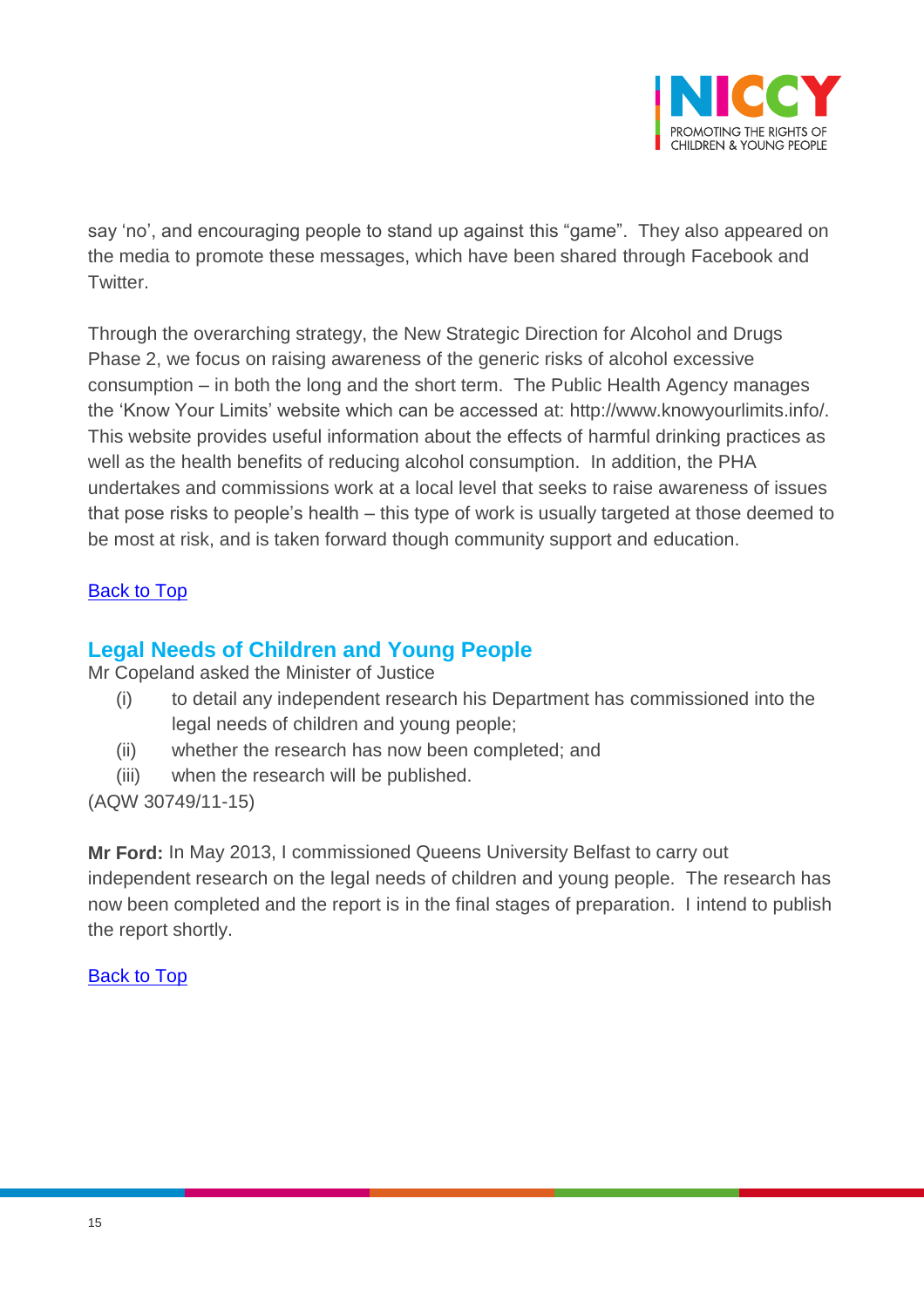say 'no', and encouraging people to stand up against this "game". They also appeared on the media to promote these messages, which have been shared through Facebook and Twitter.

Through the overarching strategy, the New Strategic Direction for Alcohol and Drugs Phase 2, we focus on raising awareness of the generic risks of alcohol excessive consumption – in both the long and the short term. The Public Health Agency manages the 'Know Your Limits' website which can be accessed at: http://www.knowyourlimits.info/. This website provides useful information about the effects of harmful drinking practices as well as the health benefits of reducing alcohol consumption. In addition, the PHA undertakes and commissions work at a local level that seeks to raise awareness of issues that pose risks to people's health – this type of work is usually targeted at those deemed to be most at risk, and is taken forward though community support and education.

Back to Top

## Legal Needs of Children and Young People

Mr Copeland asked the Minister of Justice

- (i) to detail any independent research his Department has commissioned into the legal needs of children and young people;
- (ii) whether the research has now been completed; and
- (iii) when the research will be published.

(AQW 30749/11-15)

**Mr Ford:** In May 2013, I commissioned Queens University Belfast to carry out independent research on the legal needs of children and young people. The research has now been completed and the report is in the final stages of preparation. I intend to publish the report shortly.

Back to Top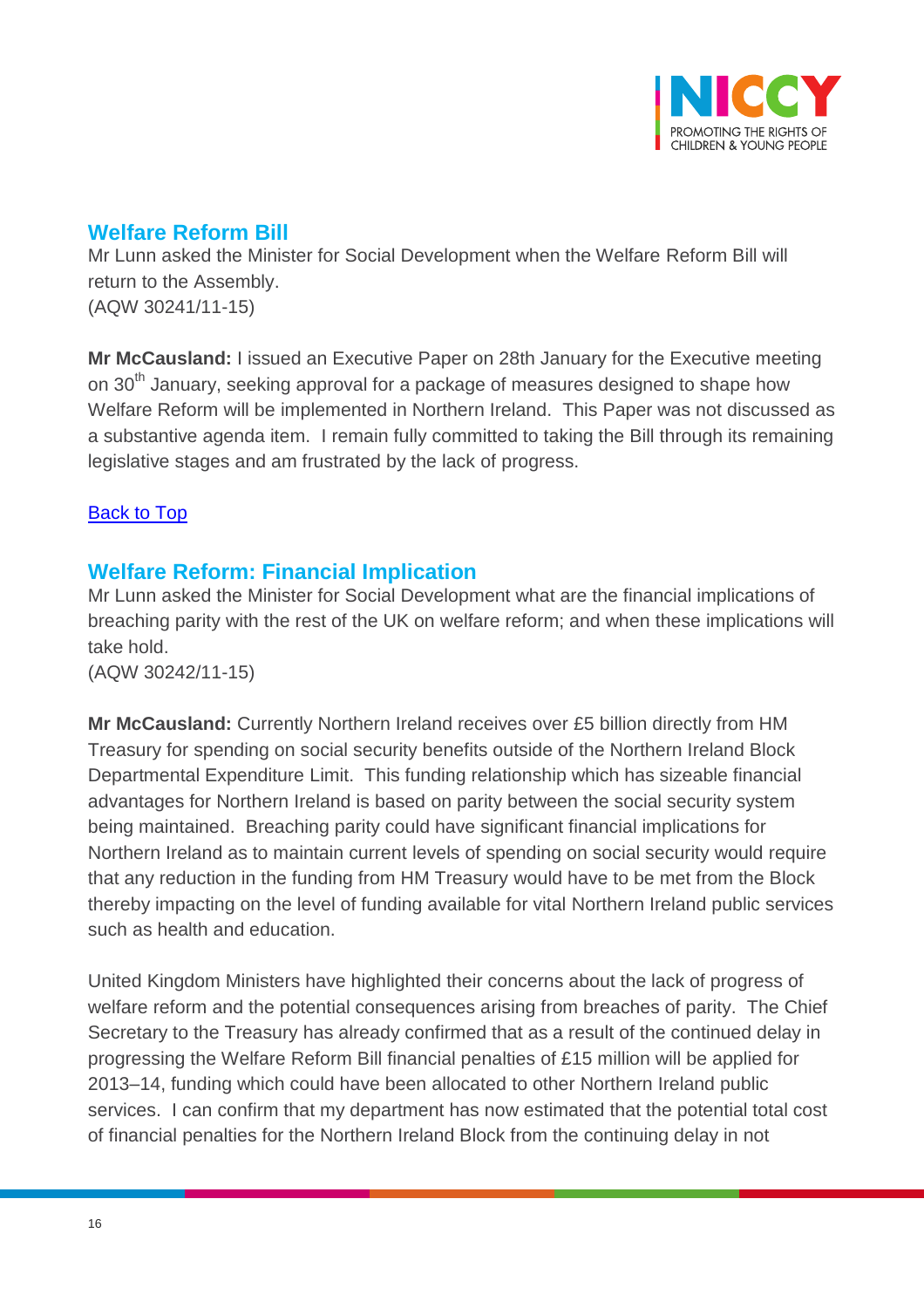## Welfare Reform Bill

Mr Lunn asked the Minister for Social Development when the Welfare Reform Bill will return to the Assembly.
(AQW 30241/11-15)

**Mr McCausland:** I issued an Executive Paper on 28th January for the Executive meeting on 30th January, seeking approval for a package of measures designed to shape how Welfare Reform will be implemented in Northern Ireland. This Paper was not discussed as a substantive agenda item. I remain fully committed to taking the Bill through its remaining legislative stages and am frustrated by the lack of progress.

Back to Top

## Welfare Reform: Financial Implication

Mr Lunn asked the Minister for Social Development what are the financial implications of breaching parity with the rest of the UK on welfare reform; and when these implications will take hold.
(AQW 30242/11-15)

**Mr McCausland:** Currently Northern Ireland receives over £5 billion directly from HM Treasury for spending on social security benefits outside of the Northern Ireland Block Departmental Expenditure Limit. This funding relationship which has sizeable financial advantages for Northern Ireland is based on parity between the social security system being maintained. Breaching parity could have significant financial implications for Northern Ireland as to maintain current levels of spending on social security would require that any reduction in the funding from HM Treasury would have to be met from the Block thereby impacting on the level of funding available for vital Northern Ireland public services such as health and education.

United Kingdom Ministers have highlighted their concerns about the lack of progress of welfare reform and the potential consequences arising from breaches of parity. The Chief Secretary to the Treasury has already confirmed that as a result of the continued delay in progressing the Welfare Reform Bill financial penalties of £15 million will be applied for 2013–14, funding which could have been allocated to other Northern Ireland public services. I can confirm that my department has now estimated that the potential total cost of financial penalties for the Northern Ireland Block from the continuing delay in not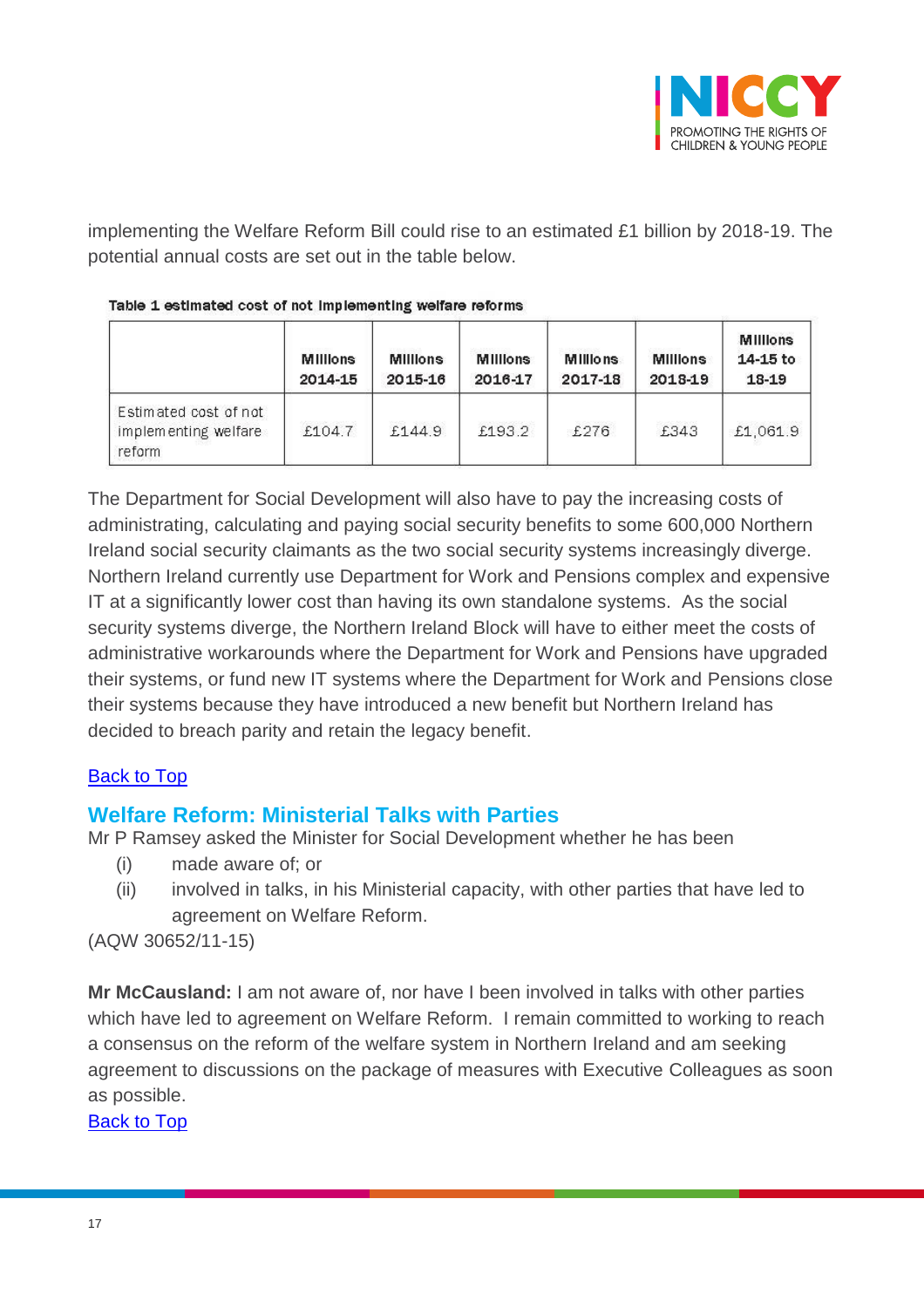implementing the Welfare Reform Bill could rise to an estimated £1 billion by 2018-19. The potential annual costs are set out in the table below.

**Table 1 estimated cost of not implementing welfare reforms**

| | Millions 2014-15 | Millions 2015-16 | Millions 2016-17 | Millions 2017-18 | Millions 2018-19 | Millions 14-15 to 18-19 |
|---|---|---|---|---|---|---|
| Estimated cost of not implementing welfare reform | £104.7 | £144.9 | £193.2 | £276 | £343 | £1,061.9 |

The Department for Social Development will also have to pay the increasing costs of administrating, calculating and paying social security benefits to some 600,000 Northern Ireland social security claimants as the two social security systems increasingly diverge. Northern Ireland currently use Department for Work and Pensions complex and expensive IT at a significantly lower cost than having its own standalone systems. As the social security systems diverge, the Northern Ireland Block will have to either meet the costs of administrative workarounds where the Department for Work and Pensions have upgraded their systems, or fund new IT systems where the Department for Work and Pensions close their systems because they have introduced a new benefit but Northern Ireland has decided to breach parity and retain the legacy benefit.

[Back to Top](#)

## Welfare Reform: Ministerial Talks with Parties

Mr P Ramsey asked the Minister for Social Development whether he has been

(i) made aware of; or

(ii) involved in talks, in his Ministerial capacity, with other parties that have led to agreement on Welfare Reform.

(AQW 30652/11-15)

**Mr McCausland:** I am not aware of, nor have I been involved in talks with other parties which have led to agreement on Welfare Reform. I remain committed to working to reach a consensus on the reform of the welfare system in Northern Ireland and am seeking agreement to discussions on the package of measures with Executive Colleagues as soon as possible.

[Back to Top](#)